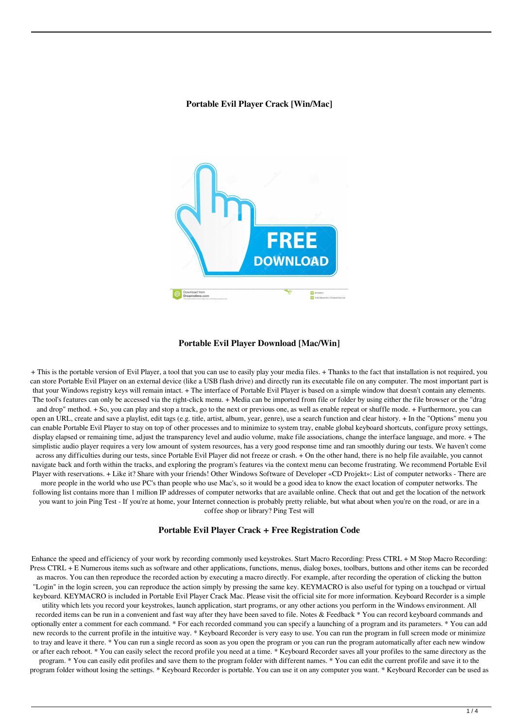# Portable Evil Player Crack [Win/Mac]

## Portable Evil Player Download [Mac/Win]

+ This is the portable version of Evil Player, a tool that you can use to easily play your media files. + Thanks to the fact that installation is not required, you can store Portable Evil Player on an external device (like a USB flash drive) and directly run its executable file on any computer. The most important part is that your Windows registry keys will remain intact. + The interface of Portable Evil Player is based on a simple window that doesn't contain any elements. The tool's features can only be accessed via the right-click menu. + Media can be imported from file or folder by using either the file browser or the "drag and drop" method. + So, you can play and stop a track, go to the next or previous one, as well as enable repeat or shuffle mode. + Furthermore, you can open an URL, create and save a playlist, edit tags (e.g. title, artist, album, year, genre), use a search function and clear history. + In the "Options" menu you can enable Portable Evil Player to stay on top of other processes and to minimize to system tray, enable global keyboard shortcuts, configure proxy settings, display elapsed or remaining time, adjust the transparency level and audio volume, make file associations, change the interface language, and more. + The simplistic audio player requires a very low amount of system resources, has a very good response time and ran smoothly during our tests. We haven't come across any difficulties during our tests, since Portable Evil Player did not freeze or crash. + On the other hand, there is no help file available, you cannot navigate back and forth within the tracks, and exploring the program's features via the context menu can become frustrating. We recommend Portable Evil Player with reservations. + Like it? Share with your friends! Other Windows Software of Developer «CD Projekt»: List of computer networks - There are more people in the world who use PC's than people who use Mac's, so it would be a good idea to know the exact location of computer networks. The following list contains more than 1 million IP addresses of computer networks that are available online. Check that out and get the location of the network you want to join Ping Test - If you're at home, your Internet connection is probably pretty reliable, but what about when you're on the road, or are in a coffee shop or library? Ping Test will

## Portable Evil Player Crack + Free Registration Code

Enhance the speed and efficiency of your work by recording commonly used keystrokes. Start Macro Recording: Press CTRL + M Stop Macro Recording: Press CTRL + E Numerous items such as software and other applications, functions, menus, dialog boxes, toolbars, buttons and other items can be recorded as macros. You can then reproduce the recorded action by executing a macro directly. For example, after recording the operation of clicking the button "Login" in the login screen, you can reproduce the action simply by pressing the same key. KEYMACRO is also useful for typing on a touchpad or virtual keyboard. KEYMACRO is included in Portable Evil Player Crack Mac. Please visit the official site for more information. Keyboard Recorder is a simple utility which lets you record your keystrokes, launch application, start programs, or any other actions you perform in the Windows environment. All recorded items can be run in a convenient and fast way after they have been saved to file. Notes & Feedback * You can record keyboard commands and optionally enter a comment for each command. * For each recorded command you can specify a launching of a program and its parameters. * You can add new records to the current profile in the intuitive way. * Keyboard Recorder is very easy to use. You can run the program in full screen mode or minimize to tray and leave it there. * You can run a single record as soon as you open the program or you can run the program automatically after each new window or after each reboot. * You can easily select the record profile you need at a time. * Keyboard Recorder saves all your profiles to the same directory as the program. * You can easily edit profiles and save them to the program folder with different names. * You can edit the current profile and save it to the program folder without losing the settings. * Keyboard Recorder is portable. You can use it on any computer you want. * Keyboard Recorder can be used as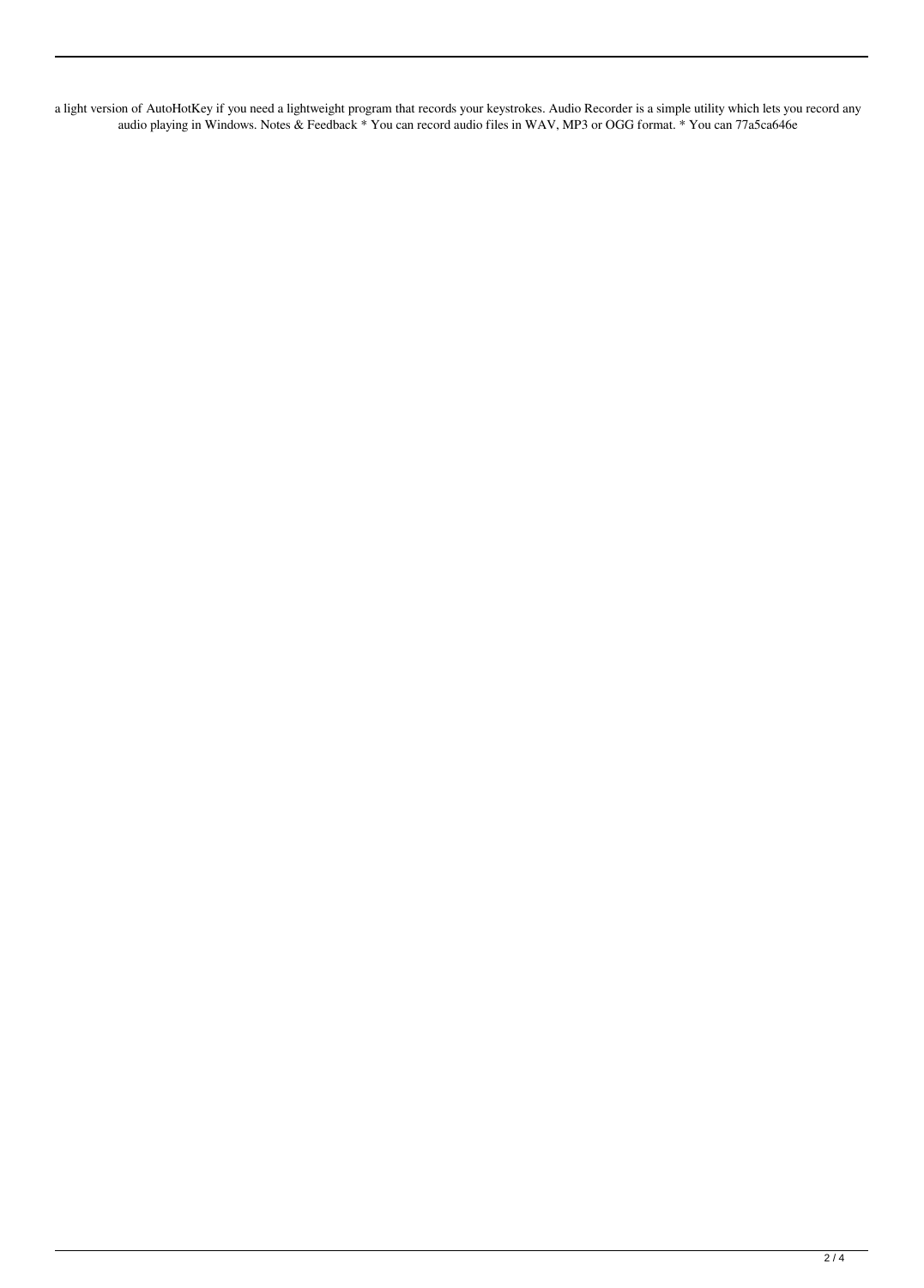a light version of AutoHotKey if you need a lightweight program that records your keystrokes. Audio Recorder is a simple utility which lets you record any audio playing in Windows. Notes & Feedback * You can record audio files in WAV, MP3 or OGG format. * You can 77a5ca646e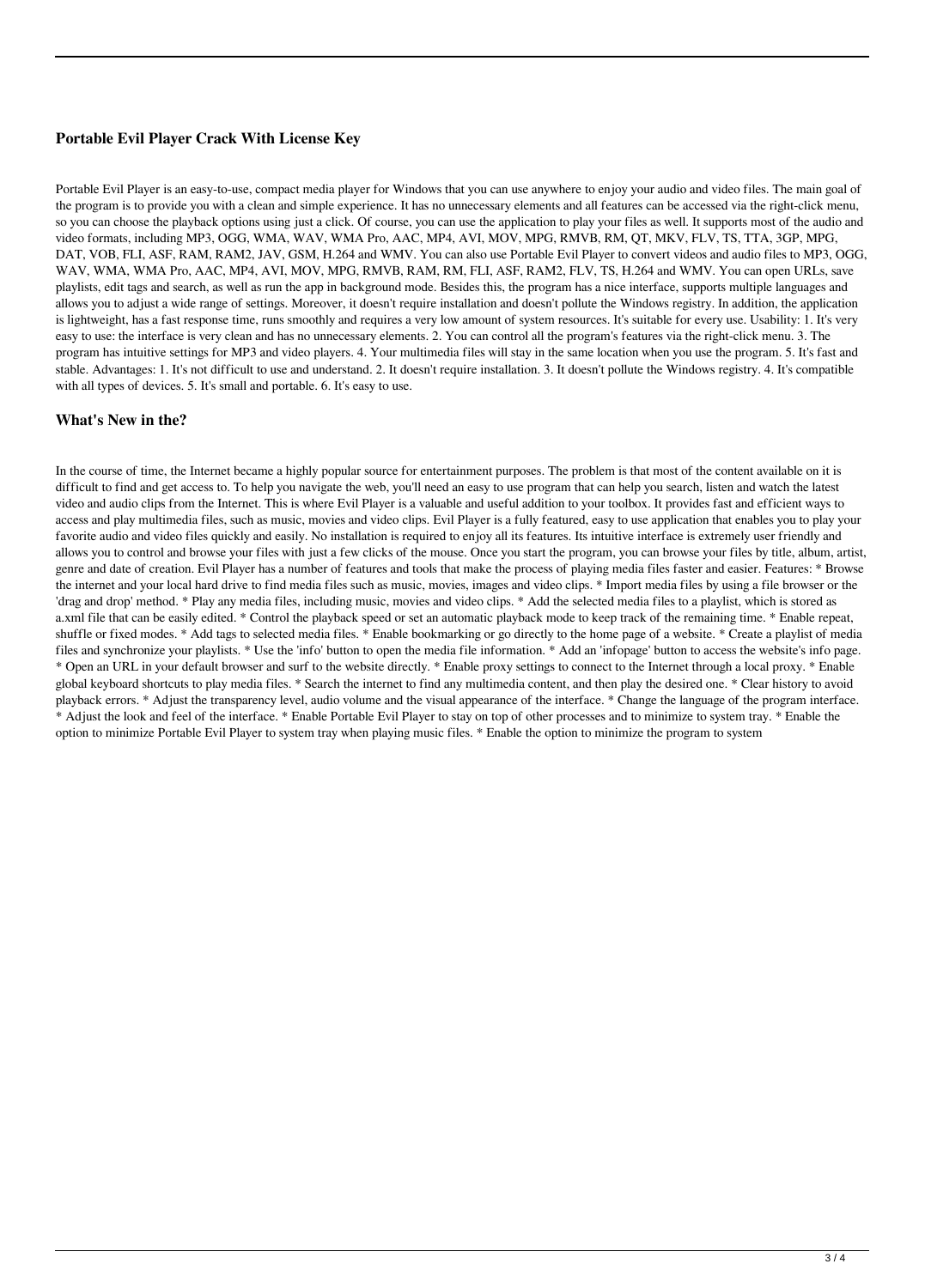### Portable Evil Player Crack With License Key

Portable Evil Player is an easy-to-use, compact media player for Windows that you can use anywhere to enjoy your audio and video files. The main goal of the program is to provide you with a clean and simple experience. It has no unnecessary elements and all features can be accessed via the right-click menu, so you can choose the playback options using just a click. Of course, you can use the application to play your files as well. It supports most of the audio and video formats, including MP3, OGG, WMA, WAV, WMA Pro, AAC, MP4, AVI, MOV, MPG, RMVB, RM, QT, MKV, FLV, TS, TTA, 3GP, MPG, DAT, VOB, FLI, ASF, RAM, RAM2, JAV, GSM, H.264 and WMV. You can also use Portable Evil Player to convert videos and audio files to MP3, OGG, WAV, WMA, WMA Pro, AAC, MP4, AVI, MOV, MPG, RMVB, RAM, RM, FLI, ASF, RAM2, FLV, TS, H.264 and WMV. You can open URLs, save playlists, edit tags and search, as well as run the app in background mode. Besides this, the program has a nice interface, supports multiple languages and allows you to adjust a wide range of settings. Moreover, it doesn't require installation and doesn't pollute the Windows registry. In addition, the application is lightweight, has a fast response time, runs smoothly and requires a very low amount of system resources. It's suitable for every use. Usability: 1. It's very easy to use: the interface is very clean and has no unnecessary elements. 2. You can control all the program's features via the right-click menu. 3. The program has intuitive settings for MP3 and video players. 4. Your multimedia files will stay in the same location when you use the program. 5. It's fast and stable. Advantages: 1. It's not difficult to use and understand. 2. It doesn't require installation. 3. It doesn't pollute the Windows registry. 4. It's compatible with all types of devices. 5. It's small and portable. 6. It's easy to use.

### What's New in the?

In the course of time, the Internet became a highly popular source for entertainment purposes. The problem is that most of the content available on it is difficult to find and get access to. To help you navigate the web, you'll need an easy to use program that can help you search, listen and watch the latest video and audio clips from the Internet. This is where Evil Player is a valuable and useful addition to your toolbox. It provides fast and efficient ways to access and play multimedia files, such as music, movies and video clips. Evil Player is a fully featured, easy to use application that enables you to play your favorite audio and video files quickly and easily. No installation is required to enjoy all its features. Its intuitive interface is extremely user friendly and allows you to control and browse your files with just a few clicks of the mouse. Once you start the program, you can browse your files by title, album, artist, genre and date of creation. Evil Player has a number of features and tools that make the process of playing media files faster and easier. Features: * Browse the internet and your local hard drive to find media files such as music, movies, images and video clips. * Import media files by using a file browser or the 'drag and drop' method. * Play any media files, including music, movies and video clips. * Add the selected media files to a playlist, which is stored as a.xml file that can be easily edited. * Control the playback speed or set an automatic playback mode to keep track of the remaining time. * Enable repeat, shuffle or fixed modes. * Add tags to selected media files. * Enable bookmarking or go directly to the home page of a website. * Create a playlist of media files and synchronize your playlists. * Use the 'info' button to open the media file information. * Add an 'infopage' button to access the website's info page. * Open an URL in your default browser and surf to the website directly. * Enable proxy settings to connect to the Internet through a local proxy. * Enable global keyboard shortcuts to play media files. * Search the internet to find any multimedia content, and then play the desired one. * Clear history to avoid playback errors. * Adjust the transparency level, audio volume and the visual appearance of the interface. * Change the language of the program interface. * Adjust the look and feel of the interface. * Enable Portable Evil Player to stay on top of other processes and to minimize to system tray. * Enable the option to minimize Portable Evil Player to system tray when playing music files. * Enable the option to minimize the program to system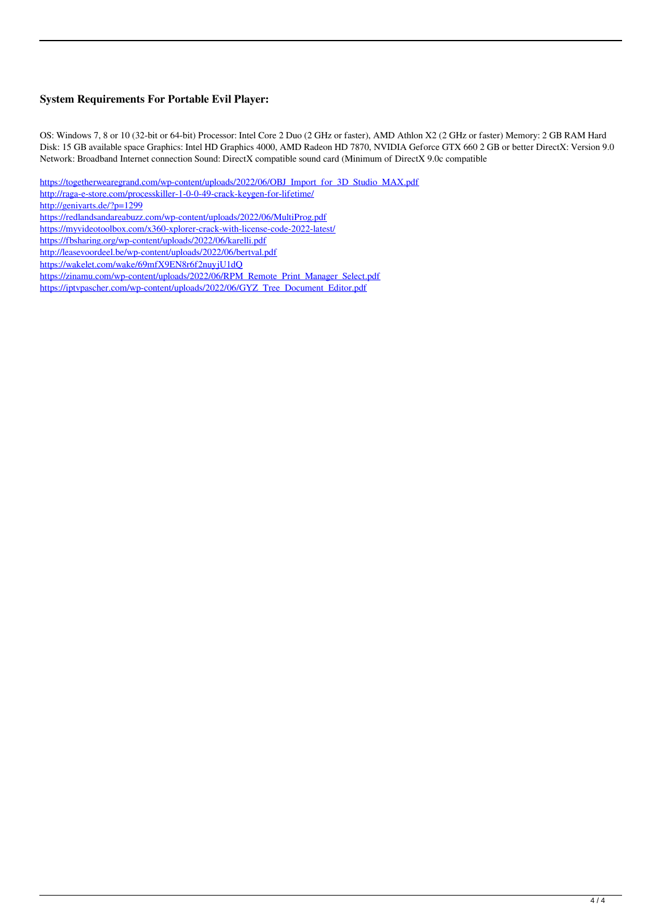### System Requirements For Portable Evil Player:

OS: Windows 7, 8 or 10 (32-bit or 64-bit) Processor: Intel Core 2 Duo (2 GHz or faster), AMD Athlon X2 (2 GHz or faster) Memory: 2 GB RAM Hard Disk: 15 GB available space Graphics: Intel HD Graphics 4000, AMD Radeon HD 7870, NVIDIA Geforce GTX 660 2 GB or better DirectX: Version 9.0 Network: Broadband Internet connection Sound: DirectX compatible sound card (Minimum of DirectX 9.0c compatible

https://togetherwearegrand.com/wp-content/uploads/2022/06/OBJ_Import_for_3D_Studio_MAX.pdf
http://raga-e-store.com/processkiller-1-0-0-49-crack-keygen-for-lifetime/
http://geniyarts.de/?p=1299
https://redlandsandareabuzz.com/wp-content/uploads/2022/06/MultiProg.pdf
https://myvideotoolbox.com/x360-xplorer-crack-with-license-code-2022-latest/
https://fbsharing.org/wp-content/uploads/2022/06/karelli.pdf
http://leasevoordeel.be/wp-content/uploads/2022/06/bertval.pdf
https://wakelet.com/wake/69mfX9EN8r6f2nuyjU1dQ
https://zinamu.com/wp-content/uploads/2022/06/RPM_Remote_Print_Manager_Select.pdf
https://iptvpascher.com/wp-content/uploads/2022/06/GYZ_Tree_Document_Editor.pdf